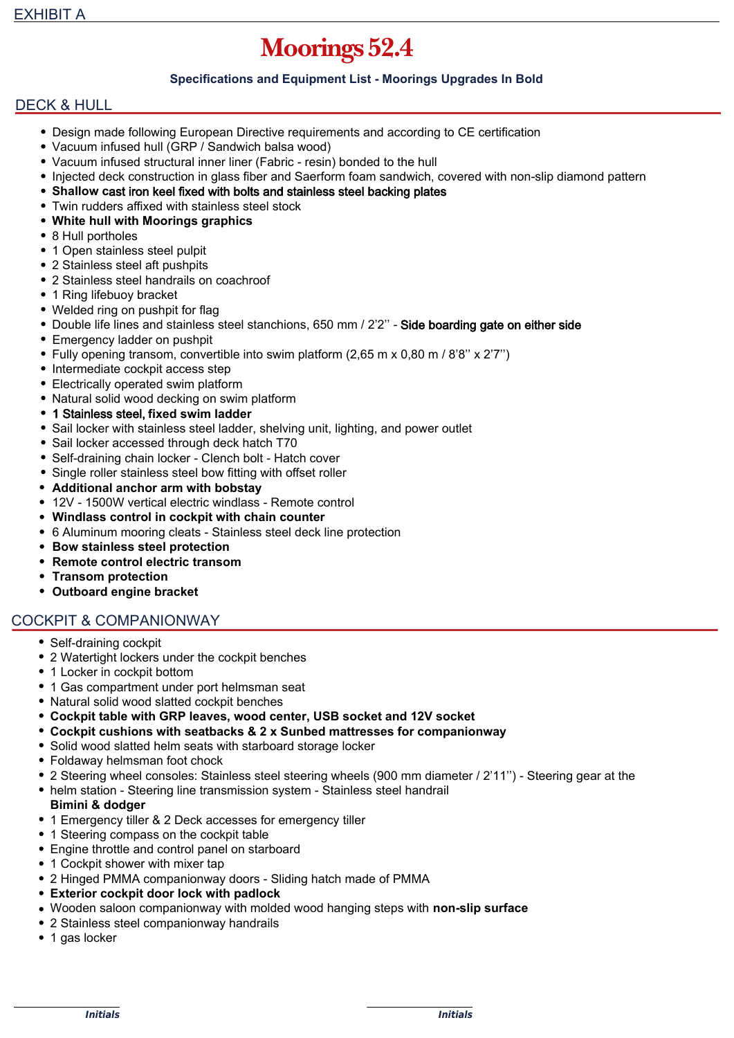EXHIBIT A

# Moorings 52.4

**Specifications and Equipment List - Moorings Upgrades In Bold**

## DECK & HULL

- Design made following European Directive requirements and according to CE certification
- Vacuum infused hull (GRP / Sandwich balsa wood)
- Vacuum infused structural inner liner (Fabric - resin) bonded to the hull
- Injected deck construction in glass fiber and Saerform foam sandwich, covered with non-slip diamond pattern
- **Shallow cast iron keel fixed with bolts and stainless steel backing plates**
- Twin rudders affixed with stainless steel stock
- **White hull with Moorings graphics**
- 8 Hull portholes
- 1 Open stainless steel pulpit
- 2 Stainless steel aft pushpits
- 2 Stainless steel handrails on coachroof
- 1 Ring lifebuoy bracket
- Welded ring on pushpit for flag
- Double life lines and stainless steel stanchions, 650 mm / 2'2'' - **Side boarding gate on either side**
- Emergency ladder on pushpit
- Fully opening transom, convertible into swim platform (2,65 m x 0,80 m / 8'8'' x 2'7'')
- Intermediate cockpit access step
- Electrically operated swim platform
- Natural solid wood decking on swim platform
- **1 Stainless steel, fixed swim ladder**
- Sail locker with stainless steel ladder, shelving unit, lighting, and power outlet
- Sail locker accessed through deck hatch T70
- Self-draining chain locker - Clench bolt - Hatch cover
- Single roller stainless steel bow fitting with offset roller
- **Additional anchor arm with bobstay**
- 12V - 1500W vertical electric windlass - Remote control
- **Windlass control in cockpit with chain counter**
- 6 Aluminum mooring cleats - Stainless steel deck line protection
- **Bow stainless steel protection**
- **Remote control electric transom**
- **Transom protection**
- **Outboard engine bracket**

## COCKPIT & COMPANIONWAY

- Self-draining cockpit
- 2 Watertight lockers under the cockpit benches
- 1 Locker in cockpit bottom
- 1 Gas compartment under port helmsman seat
- Natural solid wood slatted cockpit benches
- **Cockpit table with GRP leaves, wood center, USB socket and 12V socket**
- **Cockpit cushions with seatbacks & 2 x Sunbed mattresses for companionway**
- Solid wood slatted helm seats with starboard storage locker
- Foldaway helmsman foot chock
- 2 Steering wheel consoles: Stainless steel steering wheels (900 mm diameter / 2'11'') - Steering gear at the
- helm station - Steering line transmission system - Stainless steel handrail
  **Bimini & dodger**
- 1 Emergency tiller & 2 Deck accesses for emergency tiller
- 1 Steering compass on the cockpit table
- Engine throttle and control panel on starboard
- 1 Cockpit shower with mixer tap
- 2 Hinged PMMA companionway doors - Sliding hatch made of PMMA
- **Exterior cockpit door lock with padlock**
- Wooden saloon companionway with molded wood hanging steps with **non-slip surface**
- 2 Stainless steel companionway handrails
- 1 gas locker

_Initials_ _Initials_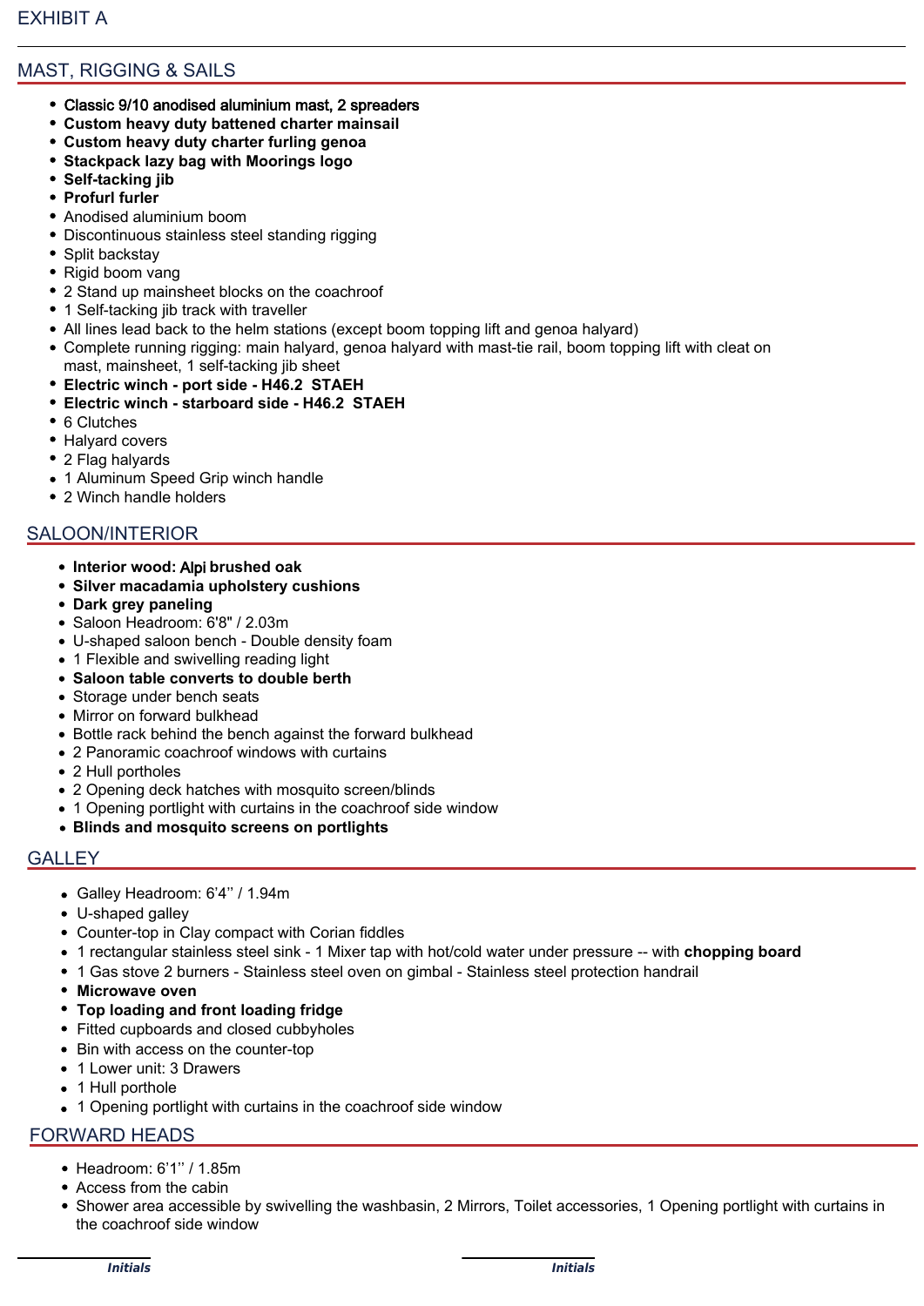# EXHIBIT A

## MAST, RIGGING & SAILS

- **Classic 9/10 anodised aluminium mast, 2 spreaders**
- **Custom heavy duty battened charter mainsail**
- **Custom heavy duty charter furling genoa**
- **Stackpack lazy bag with Moorings logo**
- **Self-tacking jib**
- **Profurl furler**
- Anodised aluminium boom
- Discontinuous stainless steel standing rigging
- Split backstay
- Rigid boom vang
- 2 Stand up mainsheet blocks on the coachroof
- 1 Self-tacking jib track with traveller
- All lines lead back to the helm stations (except boom topping lift and genoa halyard)
- Complete running rigging: main halyard, genoa halyard with mast-tie rail, boom topping lift with cleat on mast, mainsheet, 1 self-tacking jib sheet
- **Electric winch - port side - H46.2 STAEH**
- **Electric winch - starboard side - H46.2 STAEH**
- 6 Clutches
- Halyard covers
- 2 Flag halyards
- 1 Aluminum Speed Grip winch handle
- 2 Winch handle holders

## SALOON/INTERIOR

- **Interior wood: Alpi brushed oak**
- **Silver macadamia upholstery cushions**
- **Dark grey paneling**
- Saloon Headroom: 6'8" / 2.03m
- U-shaped saloon bench - Double density foam
- 1 Flexible and swivelling reading light
- **Saloon table converts to double berth**
- Storage under bench seats
- Mirror on forward bulkhead
- Bottle rack behind the bench against the forward bulkhead
- 2 Panoramic coachroof windows with curtains
- 2 Hull portholes
- 2 Opening deck hatches with mosquito screen/blinds
- 1 Opening portlight with curtains in the coachroof side window
- **Blinds and mosquito screens on portlights**

## GALLEY

- Galley Headroom: 6'4'' / 1.94m
- U-shaped galley
- Counter-top in Clay compact with Corian fiddles
- 1 rectangular stainless steel sink - 1 Mixer tap with hot/cold water under pressure -- with **chopping board**
- 1 Gas stove 2 burners - Stainless steel oven on gimbal - Stainless steel protection handrail
- **Microwave oven**
- **Top loading and front loading fridge**
- Fitted cupboards and closed cubbyholes
- Bin with access on the counter-top
- 1 Lower unit: 3 Drawers
- 1 Hull porthole
- 1 Opening portlight with curtains in the coachroof side window

## FORWARD HEADS

- Headroom: 6'1'' / 1.85m
- Access from the cabin
- Shower area accessible by swivelling the washbasin, 2 Mirrors, Toilet accessories, 1 Opening portlight with curtains in the coachroof side window

______________ *Initials* ______________ *Initials*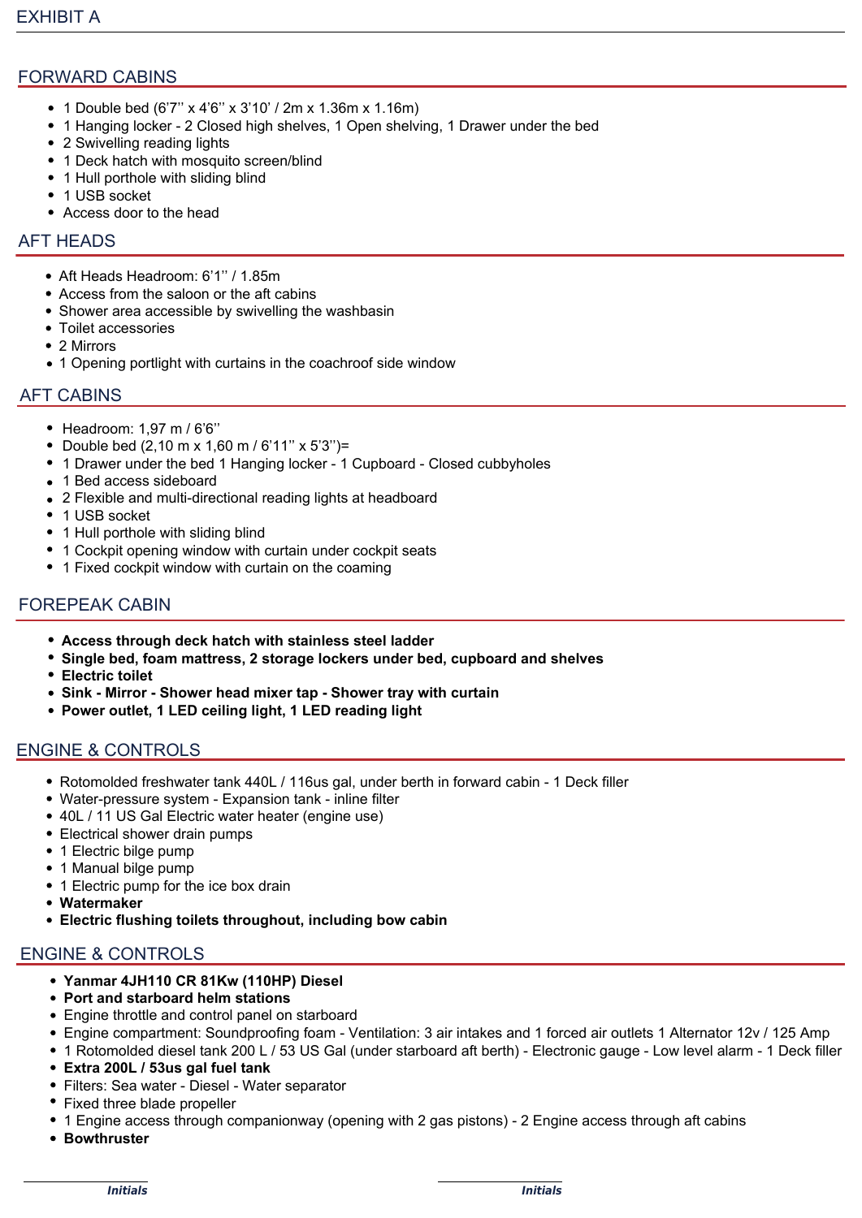# EXHIBIT A

## FORWARD CABINS

- 1 Double bed (6'7'' x 4'6'' x 3'10' / 2m x 1.36m x 1.16m)
- 1 Hanging locker - 2 Closed high shelves, 1 Open shelving, 1 Drawer under the bed
- 2 Swivelling reading lights
- 1 Deck hatch with mosquito screen/blind
- 1 Hull porthole with sliding blind
- 1 USB socket
- Access door to the head

## AFT HEADS

- Aft Heads Headroom: 6'1'' / 1.85m
- Access from the saloon or the aft cabins
- Shower area accessible by swivelling the washbasin
- Toilet accessories
- 2 Mirrors
- 1 Opening portlight with curtains in the coachroof side window

## AFT CABINS

- Headroom: 1,97 m / 6'6''
- Double bed (2,10 m x 1,60 m / 6'11'' x 5'3'')=
- 1 Drawer under the bed 1 Hanging locker - 1 Cupboard - Closed cubbyholes
- 1 Bed access sideboard
- 2 Flexible and multi-directional reading lights at headboard
- 1 USB socket
- 1 Hull porthole with sliding blind
- 1 Cockpit opening window with curtain under cockpit seats
- 1 Fixed cockpit window with curtain on the coaming

## FOREPEAK CABIN

- **Access through deck hatch with stainless steel ladder**
- **Single bed, foam mattress, 2 storage lockers under bed, cupboard and shelves**
- **Electric toilet**
- **Sink - Mirror - Shower head mixer tap - Shower tray with curtain**
- **Power outlet, 1 LED ceiling light, 1 LED reading light**

## ENGINE & CONTROLS

- Rotomolded freshwater tank 440L / 116us gal, under berth in forward cabin - 1 Deck filler
- Water-pressure system - Expansion tank - inline filter
- 40L / 11 US Gal Electric water heater (engine use)
- Electrical shower drain pumps
- 1 Electric bilge pump
- 1 Manual bilge pump
- 1 Electric pump for the ice box drain
- **Watermaker**
- **Electric flushing toilets throughout, including bow cabin**

## ENGINE & CONTROLS

- **Yanmar 4JH110 CR 81Kw (110HP) Diesel**
- **Port and starboard helm stations**
- Engine throttle and control panel on starboard
- Engine compartment: Soundproofing foam - Ventilation: 3 air intakes and 1 forced air outlets 1 Alternator 12v / 125 Amp
- 1 Rotomolded diesel tank 200 L / 53 US Gal (under starboard aft berth) - Electronic gauge - Low level alarm - 1 Deck filler
- **Extra 200L / 53us gal fuel tank**
- Filters: Sea water - Diesel - Water separator
- Fixed three blade propeller
- 1 Engine access through companionway (opening with 2 gas pistons) - 2 Engine access through aft cabins
- **Bowthruster**

______________ *Initials*　　　　　______________ *Initials*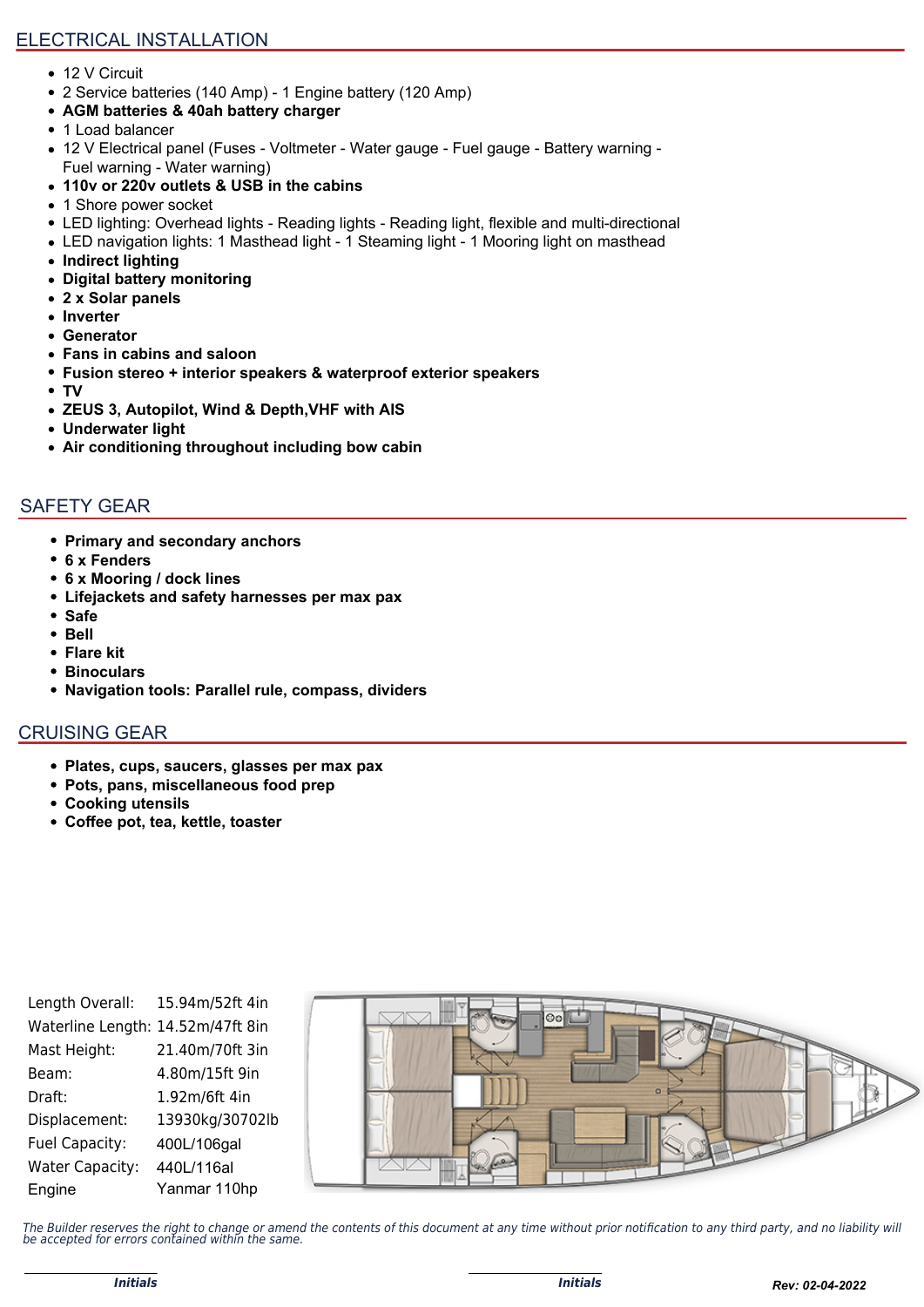## ELECTRICAL INSTALLATION

- 12 V Circuit
- 2 Service batteries (140 Amp) - 1 Engine battery (120 Amp)
- **AGM batteries & 40ah battery charger**
- 1 Load balancer
- 12 V Electrical panel (Fuses - Voltmeter - Water gauge - Fuel gauge - Battery warning - Fuel warning - Water warning)
- **110v or 220v outlets & USB in the cabins**
- 1 Shore power socket
- LED lighting: Overhead lights - Reading lights - Reading light, flexible and multi-directional
- LED navigation lights: 1 Masthead light - 1 Steaming light - 1 Mooring light on masthead
- **Indirect lighting**
- **Digital battery monitoring**
- **2 x Solar panels**
- **Inverter**
- **Generator**
- **Fans in cabins and saloon**
- **Fusion stereo + interior speakers & waterproof exterior speakers**
- **TV**
- **ZEUS 3, Autopilot, Wind & Depth,VHF with AIS**
- **Underwater light**
- **Air conditioning throughout including bow cabin**

## SAFETY GEAR

- **Primary and secondary anchors**
- **6 x Fenders**
- **6 x Mooring / dock lines**
- **Lifejackets and safety harnesses per max pax**
- **Safe**
- **Bell**
- **Flare kit**
- **Binoculars**
- **Navigation tools: Parallel rule, compass, dividers**

## CRUISING GEAR

- **Plates, cups, saucers, glasses per max pax**
- **Pots, pans, miscellaneous food prep**
- **Cooking utensils**
- **Coffee pot, tea, kettle, toaster**

| | |
|---|---|
| Length Overall: | 15.94m/52ft 4in |
| Waterline Length: | 14.52m/47ft 8in |
| Mast Height: | 21.40m/70ft 3in |
| Beam: | 4.80m/15ft 9in |
| Draft: | 1.92m/6ft 4in |
| Displacement: | 13930kg/30702lb |
| Fuel Capacity: | 400L/106gal |
| Water Capacity: | 440L/116al |
| Engine | Yanmar 110hp |

*The Builder reserves the right to change or amend the contents of this document at any time without prior notification to any third party, and no liability will be accepted for errors contained within the same.*

**Initials** **Initials**

**Rev: 02-04-2022**